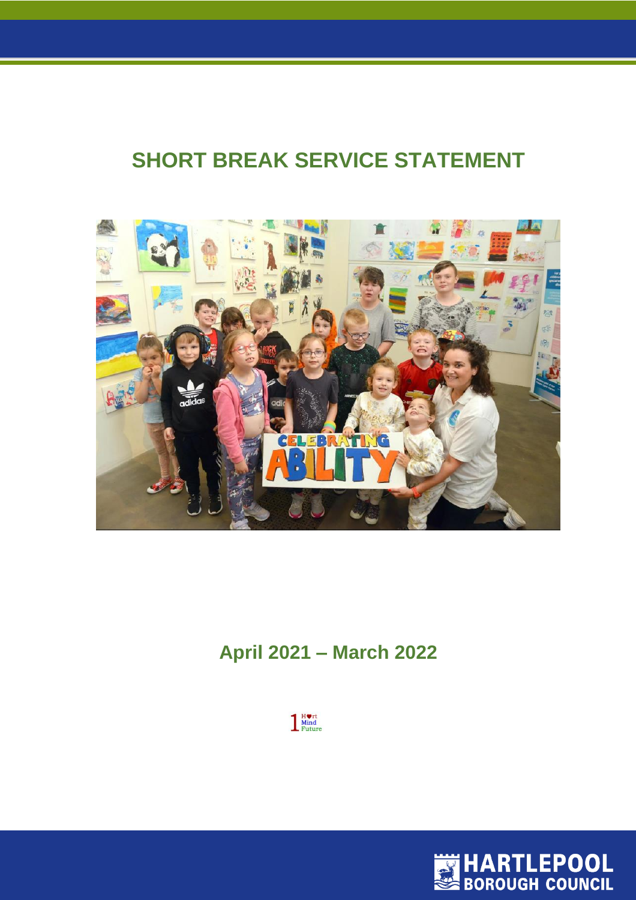# SHORT BREAK SERVICE STATEMENT

## April 2021 – March 2022

1 Heart Mind Future

HARTLEPOOL BOROUGH COUNCIL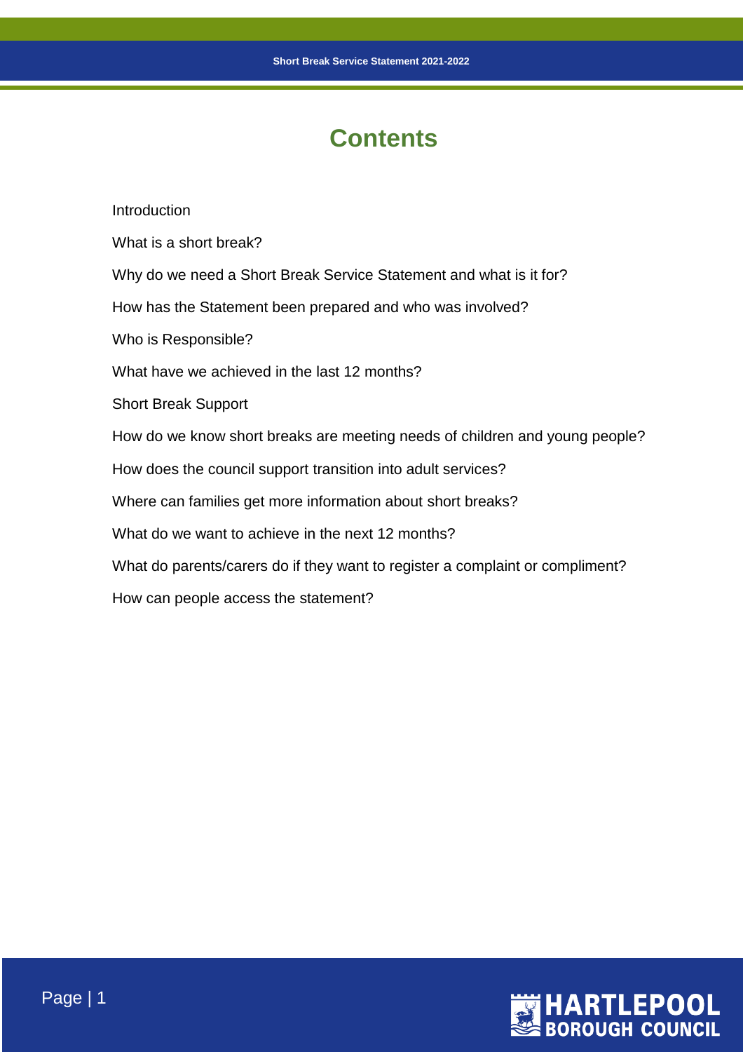# Contents

Introduction

What is a short break?

Why do we need a Short Break Service Statement and what is it for?

How has the Statement been prepared and who was involved?

Who is Responsible?

What have we achieved in the last 12 months?

Short Break Support

How do we know short breaks are meeting needs of children and young people?

How does the council support transition into adult services?

Where can families get more information about short breaks?

What do we want to achieve in the next 12 months?

What do parents/carers do if they want to register a complaint or compliment?

How can people access the statement?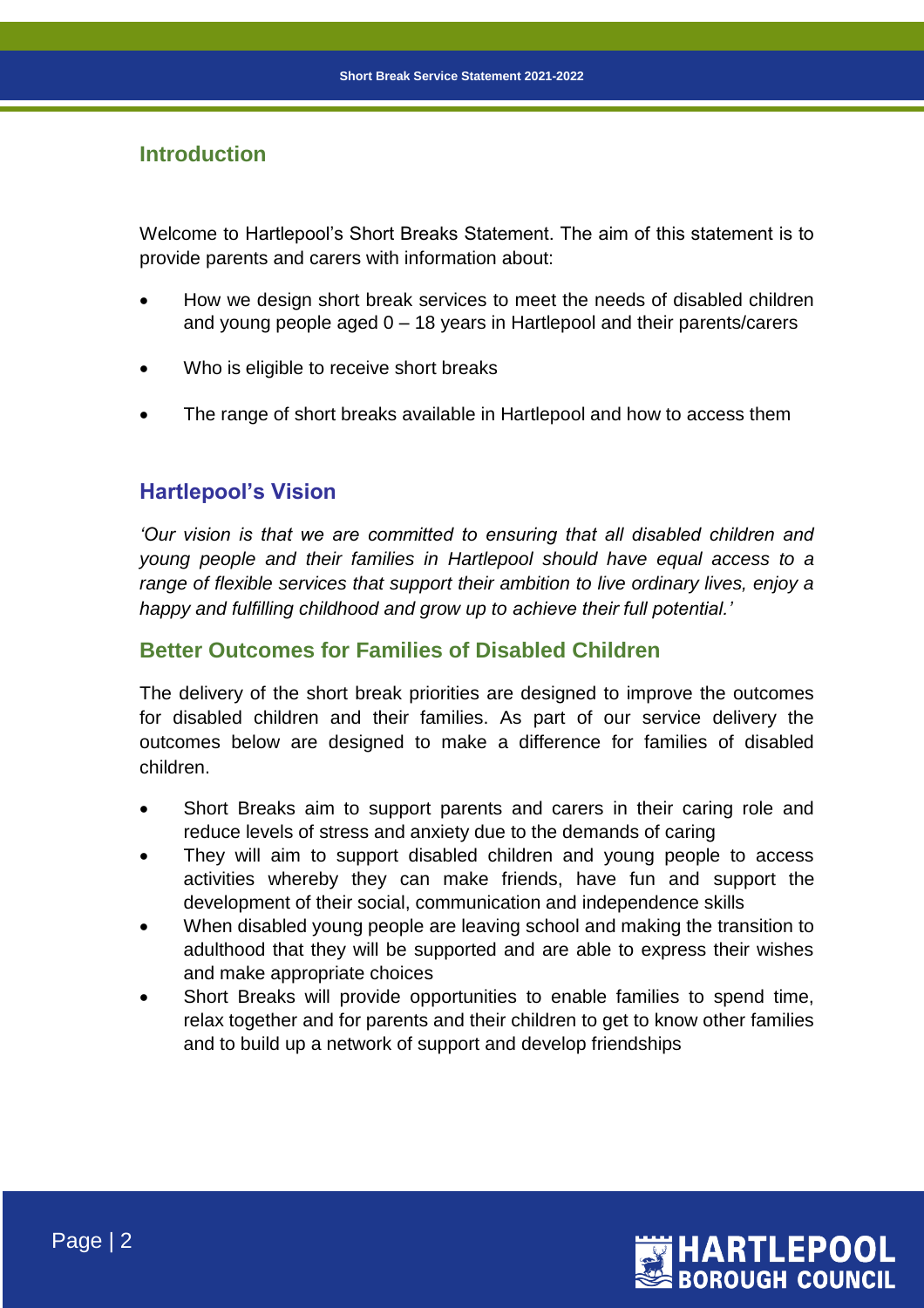## Introduction

Welcome to Hartlepool's Short Breaks Statement. The aim of this statement is to provide parents and carers with information about:

- How we design short break services to meet the needs of disabled children and young people aged 0 – 18 years in Hartlepool and their parents/carers
- Who is eligible to receive short breaks
- The range of short breaks available in Hartlepool and how to access them

## Hartlepool's Vision

*'Our vision is that we are committed to ensuring that all disabled children and young people and their families in Hartlepool should have equal access to a range of flexible services that support their ambition to live ordinary lives, enjoy a happy and fulfilling childhood and grow up to achieve their full potential.'*

## Better Outcomes for Families of Disabled Children

The delivery of the short break priorities are designed to improve the outcomes for disabled children and their families. As part of our service delivery the outcomes below are designed to make a difference for families of disabled children.

- Short Breaks aim to support parents and carers in their caring role and reduce levels of stress and anxiety due to the demands of caring
- They will aim to support disabled children and young people to access activities whereby they can make friends, have fun and support the development of their social, communication and independence skills
- When disabled young people are leaving school and making the transition to adulthood that they will be supported and are able to express their wishes and make appropriate choices
- Short Breaks will provide opportunities to enable families to spend time, relax together and for parents and their children to get to know other families and to build up a network of support and develop friendships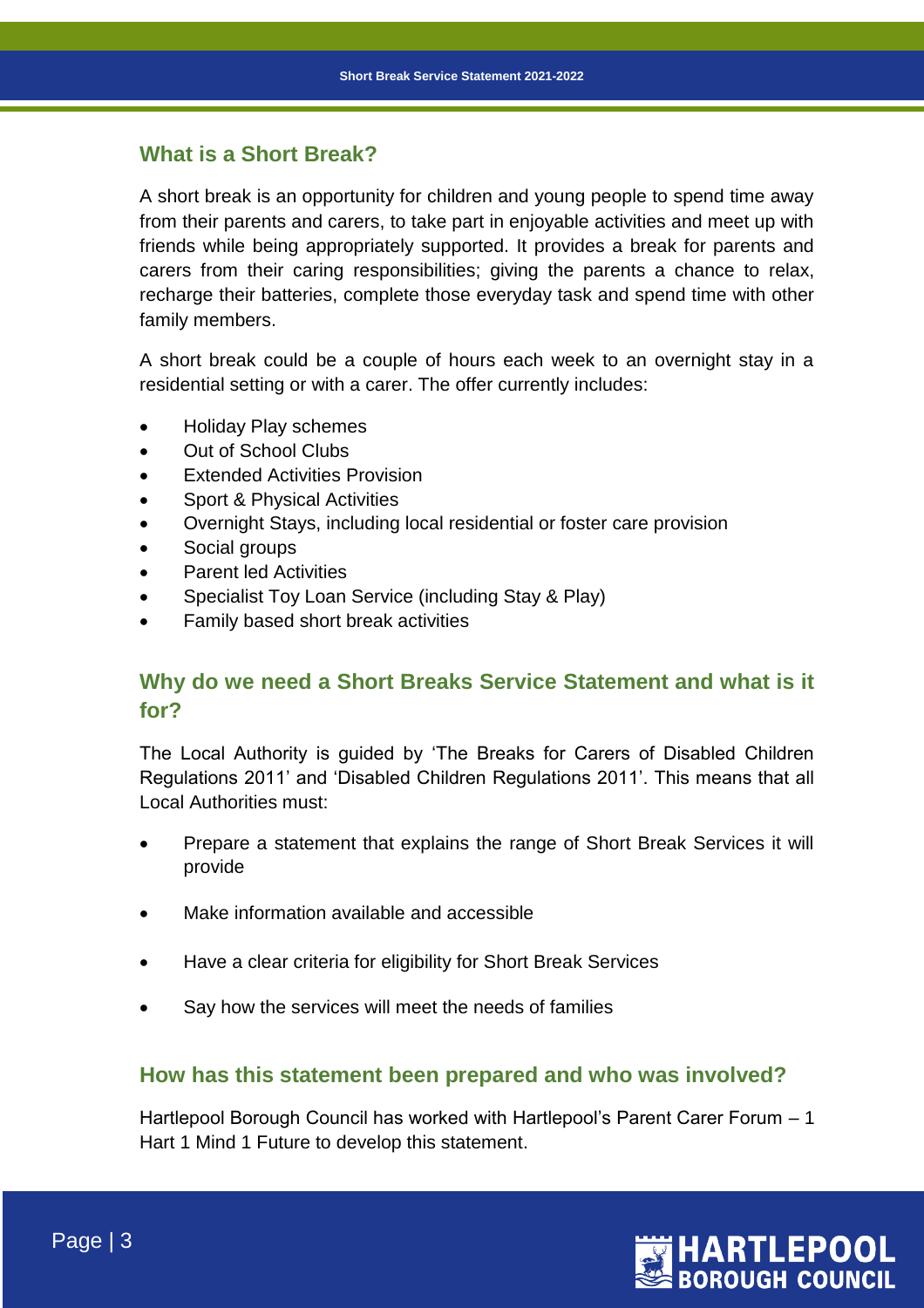## What is a Short Break?

A short break is an opportunity for children and young people to spend time away from their parents and carers, to take part in enjoyable activities and meet up with friends while being appropriately supported. It provides a break for parents and carers from their caring responsibilities; giving the parents a chance to relax, recharge their batteries, complete those everyday task and spend time with other family members.

A short break could be a couple of hours each week to an overnight stay in a residential setting or with a carer. The offer currently includes:

- Holiday Play schemes
- Out of School Clubs
- Extended Activities Provision
- Sport & Physical Activities
- Overnight Stays, including local residential or foster care provision
- Social groups
- Parent led Activities
- Specialist Toy Loan Service (including Stay & Play)
- Family based short break activities

## Why do we need a Short Breaks Service Statement and what is it for?

The Local Authority is guided by 'The Breaks for Carers of Disabled Children Regulations 2011' and 'Disabled Children Regulations 2011'. This means that all Local Authorities must:

- Prepare a statement that explains the range of Short Break Services it will provide
- Make information available and accessible
- Have a clear criteria for eligibility for Short Break Services
- Say how the services will meet the needs of families

## How has this statement been prepared and who was involved?

Hartlepool Borough Council has worked with Hartlepool's Parent Carer Forum – 1 Hart 1 Mind 1 Future to develop this statement.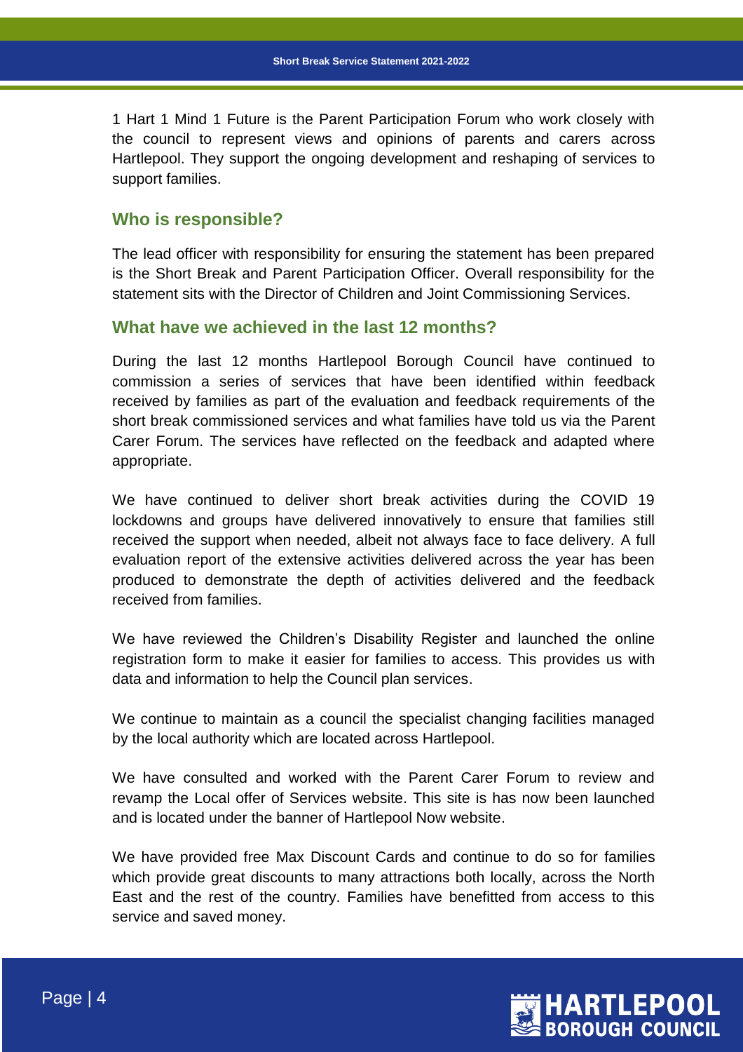1 Hart 1 Mind 1 Future is the Parent Participation Forum who work closely with the council to represent views and opinions of parents and carers across Hartlepool. They support the ongoing development and reshaping of services to support families.

## Who is responsible?

The lead officer with responsibility for ensuring the statement has been prepared is the Short Break and Parent Participation Officer. Overall responsibility for the statement sits with the Director of Children and Joint Commissioning Services.

## What have we achieved in the last 12 months?

During the last 12 months Hartlepool Borough Council have continued to commission a series of services that have been identified within feedback received by families as part of the evaluation and feedback requirements of the short break commissioned services and what families have told us via the Parent Carer Forum. The services have reflected on the feedback and adapted where appropriate.

We have continued to deliver short break activities during the COVID 19 lockdowns and groups have delivered innovatively to ensure that families still received the support when needed, albeit not always face to face delivery. A full evaluation report of the extensive activities delivered across the year has been produced to demonstrate the depth of activities delivered and the feedback received from families.

We have reviewed the Children's Disability Register and launched the online registration form to make it easier for families to access. This provides us with data and information to help the Council plan services.

We continue to maintain as a council the specialist changing facilities managed by the local authority which are located across Hartlepool.

We have consulted and worked with the Parent Carer Forum to review and revamp the Local offer of Services website. This site is has now been launched and is located under the banner of Hartlepool Now website.

We have provided free Max Discount Cards and continue to do so for families which provide great discounts to many attractions both locally, across the North East and the rest of the country. Families have benefitted from access to this service and saved money.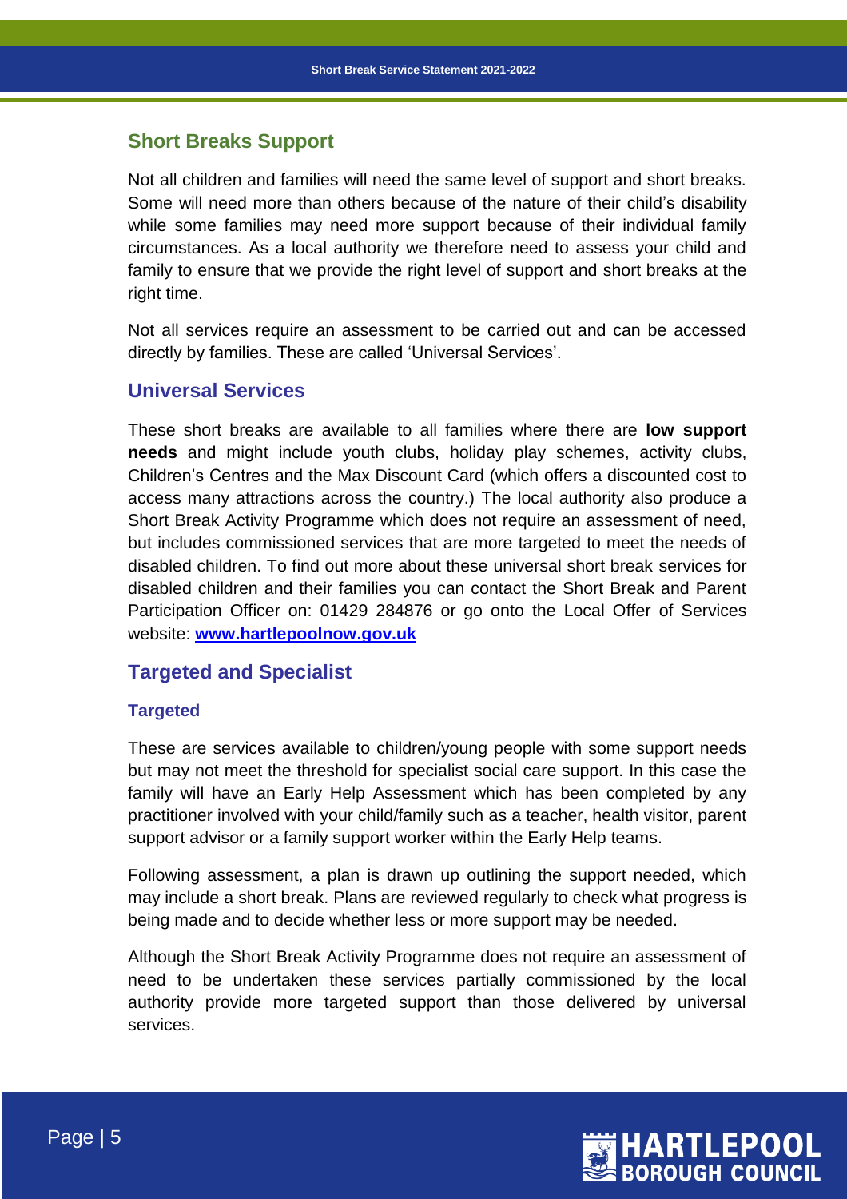## Short Breaks Support

Not all children and families will need the same level of support and short breaks. Some will need more than others because of the nature of their child's disability while some families may need more support because of their individual family circumstances. As a local authority we therefore need to assess your child and family to ensure that we provide the right level of support and short breaks at the right time.

Not all services require an assessment to be carried out and can be accessed directly by families. These are called 'Universal Services'.

## Universal Services

These short breaks are available to all families where there are **low support needs** and might include youth clubs, holiday play schemes, activity clubs, Children's Centres and the Max Discount Card (which offers a discounted cost to access many attractions across the country.) The local authority also produce a Short Break Activity Programme which does not require an assessment of need, but includes commissioned services that are more targeted to meet the needs of disabled children. To find out more about these universal short break services for disabled children and their families you can contact the Short Break and Parent Participation Officer on: 01429 284876 or go onto the Local Offer of Services website: **[www.hartlepoolnow.gov.uk](http://www.hartlepoolnow.gov.uk)**

## Targeted and Specialist

### Targeted

These are services available to children/young people with some support needs but may not meet the threshold for specialist social care support. In this case the family will have an Early Help Assessment which has been completed by any practitioner involved with your child/family such as a teacher, health visitor, parent support advisor or a family support worker within the Early Help teams.

Following assessment, a plan is drawn up outlining the support needed, which may include a short break. Plans are reviewed regularly to check what progress is being made and to decide whether less or more support may be needed.

Although the Short Break Activity Programme does not require an assessment of need to be undertaken these services partially commissioned by the local authority provide more targeted support than those delivered by universal services.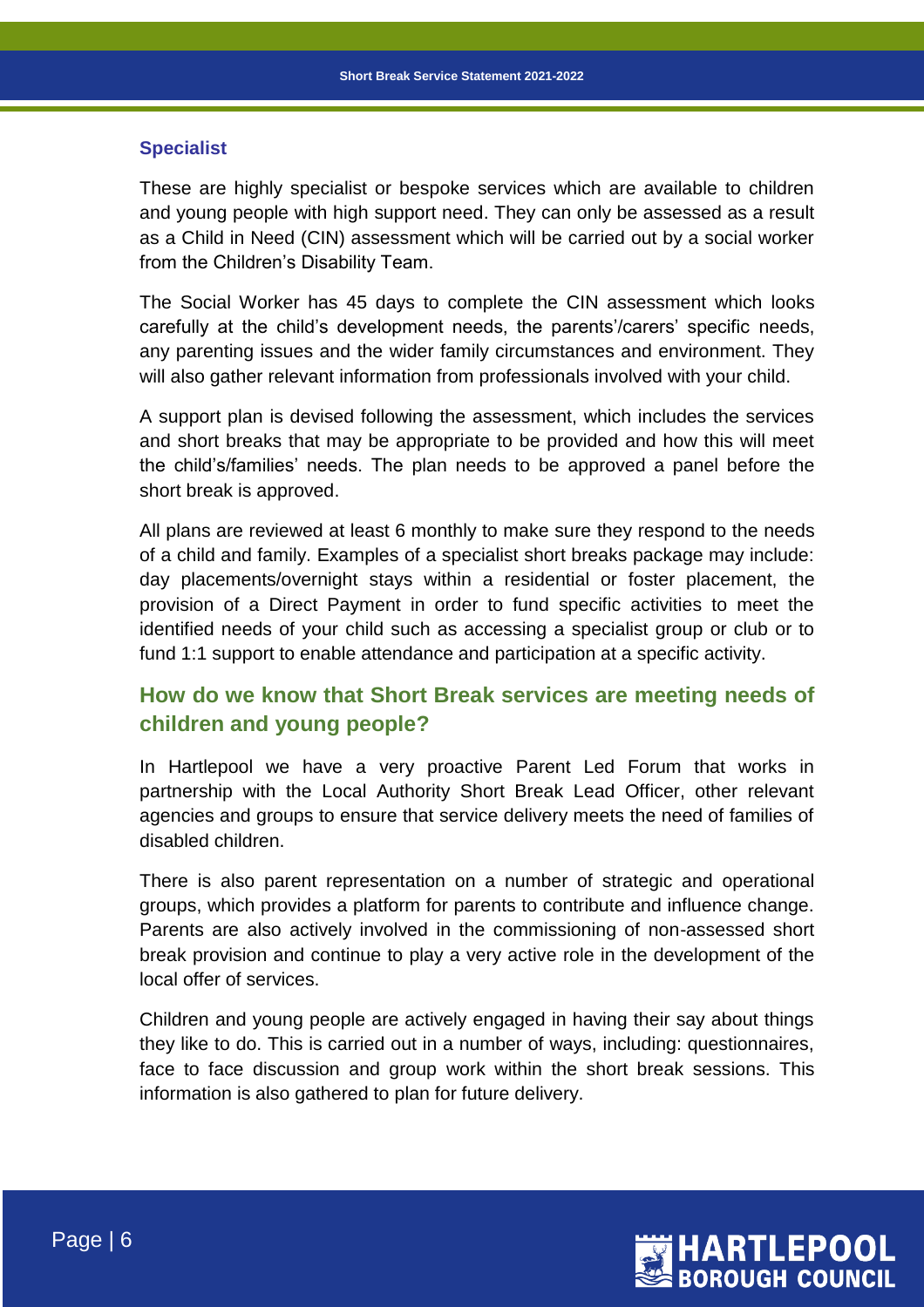### Specialist

These are highly specialist or bespoke services which are available to children and young people with high support need. They can only be assessed as a result as a Child in Need (CIN) assessment which will be carried out by a social worker from the Children's Disability Team.

The Social Worker has 45 days to complete the CIN assessment which looks carefully at the child's development needs, the parents'/carers' specific needs, any parenting issues and the wider family circumstances and environment. They will also gather relevant information from professionals involved with your child.

A support plan is devised following the assessment, which includes the services and short breaks that may be appropriate to be provided and how this will meet the child's/families' needs. The plan needs to be approved a panel before the short break is approved.

All plans are reviewed at least 6 monthly to make sure they respond to the needs of a child and family. Examples of a specialist short breaks package may include: day placements/overnight stays within a residential or foster placement, the provision of a Direct Payment in order to fund specific activities to meet the identified needs of your child such as accessing a specialist group or club or to fund 1:1 support to enable attendance and participation at a specific activity.

## How do we know that Short Break services are meeting needs of children and young people?

In Hartlepool we have a very proactive Parent Led Forum that works in partnership with the Local Authority Short Break Lead Officer, other relevant agencies and groups to ensure that service delivery meets the need of families of disabled children.

There is also parent representation on a number of strategic and operational groups, which provides a platform for parents to contribute and influence change. Parents are also actively involved in the commissioning of non-assessed short break provision and continue to play a very active role in the development of the local offer of services.

Children and young people are actively engaged in having their say about things they like to do. This is carried out in a number of ways, including: questionnaires, face to face discussion and group work within the short break sessions. This information is also gathered to plan for future delivery.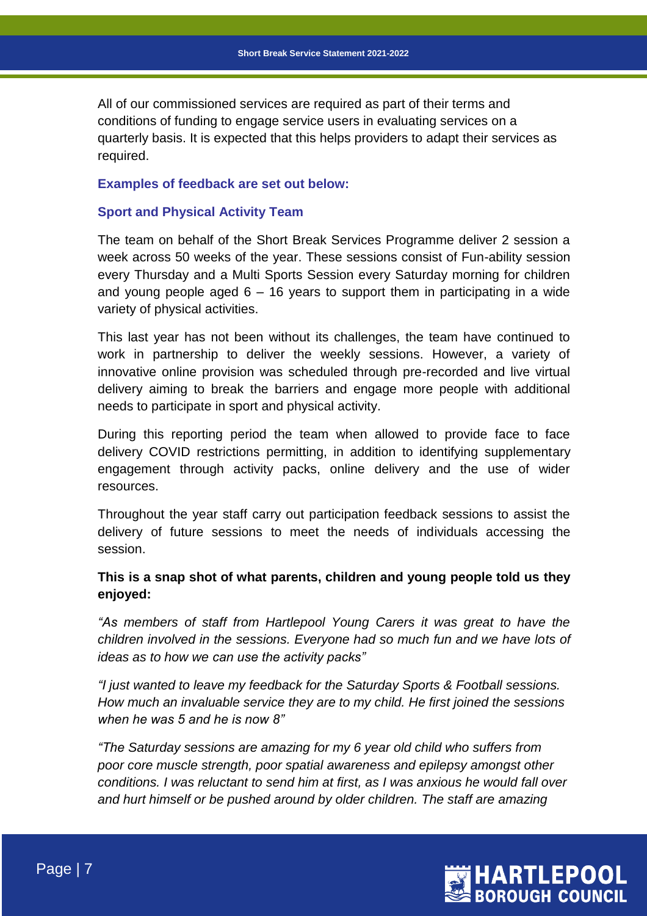All of our commissioned services are required as part of their terms and conditions of funding to engage service users in evaluating services on a quarterly basis. It is expected that this helps providers to adapt their services as required.

### Examples of feedback are set out below:

### Sport and Physical Activity Team

The team on behalf of the Short Break Services Programme deliver 2 session a week across 50 weeks of the year. These sessions consist of Fun-ability session every Thursday and a Multi Sports Session every Saturday morning for children and young people aged 6 – 16 years to support them in participating in a wide variety of physical activities.

This last year has not been without its challenges, the team have continued to work in partnership to deliver the weekly sessions. However, a variety of innovative online provision was scheduled through pre-recorded and live virtual delivery aiming to break the barriers and engage more people with additional needs to participate in sport and physical activity.

During this reporting period the team when allowed to provide face to face delivery COVID restrictions permitting, in addition to identifying supplementary engagement through activity packs, online delivery and the use of wider resources.

Throughout the year staff carry out participation feedback sessions to assist the delivery of future sessions to meet the needs of individuals accessing the session.

**This is a snap shot of what parents, children and young people told us they enjoyed:**

*"As members of staff from Hartlepool Young Carers it was great to have the children involved in the sessions. Everyone had so much fun and we have lots of ideas as to how we can use the activity packs"*

*"I just wanted to leave my feedback for the Saturday Sports & Football sessions. How much an invaluable service they are to my child. He first joined the sessions when he was 5 and he is now 8"*

*"The Saturday sessions are amazing for my 6 year old child who suffers from poor core muscle strength, poor spatial awareness and epilepsy amongst other conditions. I was reluctant to send him at first, as I was anxious he would fall over and hurt himself or be pushed around by older children. The staff are amazing*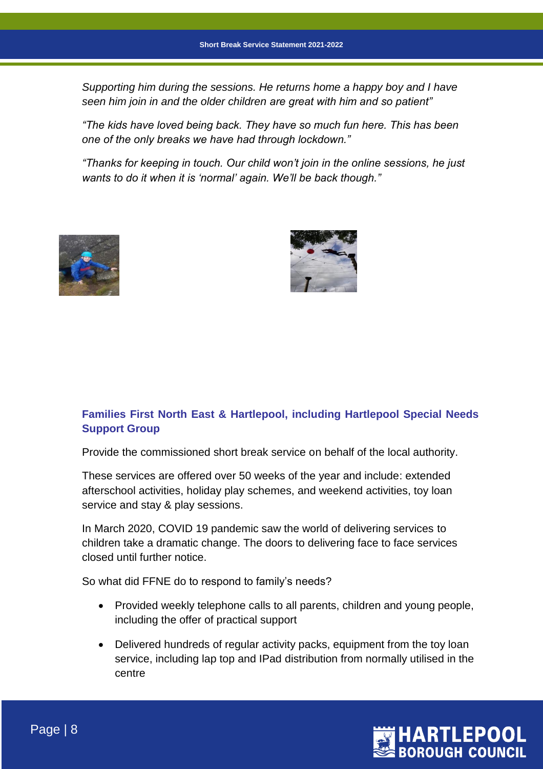*Supporting him during the sessions. He returns home a happy boy and I have seen him join in and the older children are great with him and so patient"*

*"The kids have loved being back. They have so much fun here. This has been one of the only breaks we have had through lockdown."*

*"Thanks for keeping in touch. Our child won't join in the online sessions, he just wants to do it when it is 'normal' again. We'll be back though."*

### Families First North East & Hartlepool, including Hartlepool Special Needs Support Group

Provide the commissioned short break service on behalf of the local authority.

These services are offered over 50 weeks of the year and include: extended afterschool activities, holiday play schemes, and weekend activities, toy loan service and stay & play sessions.

In March 2020, COVID 19 pandemic saw the world of delivering services to children take a dramatic change. The doors to delivering face to face services closed until further notice.

So what did FFNE do to respond to family's needs?

- Provided weekly telephone calls to all parents, children and young people, including the offer of practical support
- Delivered hundreds of regular activity packs, equipment from the toy loan service, including lap top and IPad distribution from normally utilised in the centre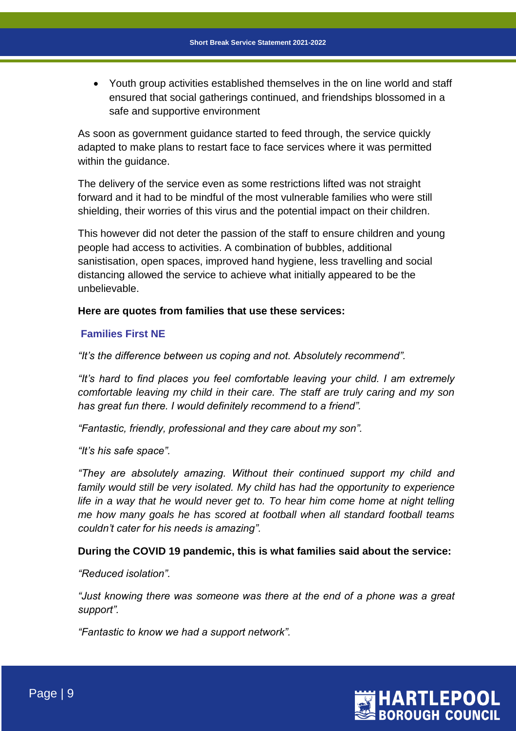- Youth group activities established themselves in the on line world and staff ensured that social gatherings continued, and friendships blossomed in a safe and supportive environment

As soon as government guidance started to feed through, the service quickly adapted to make plans to restart face to face services where it was permitted within the guidance.

The delivery of the service even as some restrictions lifted was not straight forward and it had to be mindful of the most vulnerable families who were still shielding, their worries of this virus and the potential impact on their children.

This however did not deter the passion of the staff to ensure children and young people had access to activities. A combination of bubbles, additional sanistisation, open spaces, improved hand hygiene, less travelling and social distancing allowed the service to achieve what initially appeared to be the unbelievable.

**Here are quotes from families that use these services:**

**Families First NE**

*"It's the difference between us coping and not. Absolutely recommend".*

*"It's hard to find places you feel comfortable leaving your child. I am extremely comfortable leaving my child in their care. The staff are truly caring and my son has great fun there. I would definitely recommend to a friend".*

*"Fantastic, friendly, professional and they care about my son".*

*"It's his safe space".*

*"They are absolutely amazing. Without their continued support my child and family would still be very isolated. My child has had the opportunity to experience life in a way that he would never get to. To hear him come home at night telling me how many goals he has scored at football when all standard football teams couldn't cater for his needs is amazing".*

**During the COVID 19 pandemic, this is what families said about the service:**

*"Reduced isolation".*

*"Just knowing there was someone was there at the end of a phone was a great support".*

*"Fantastic to know we had a support network".*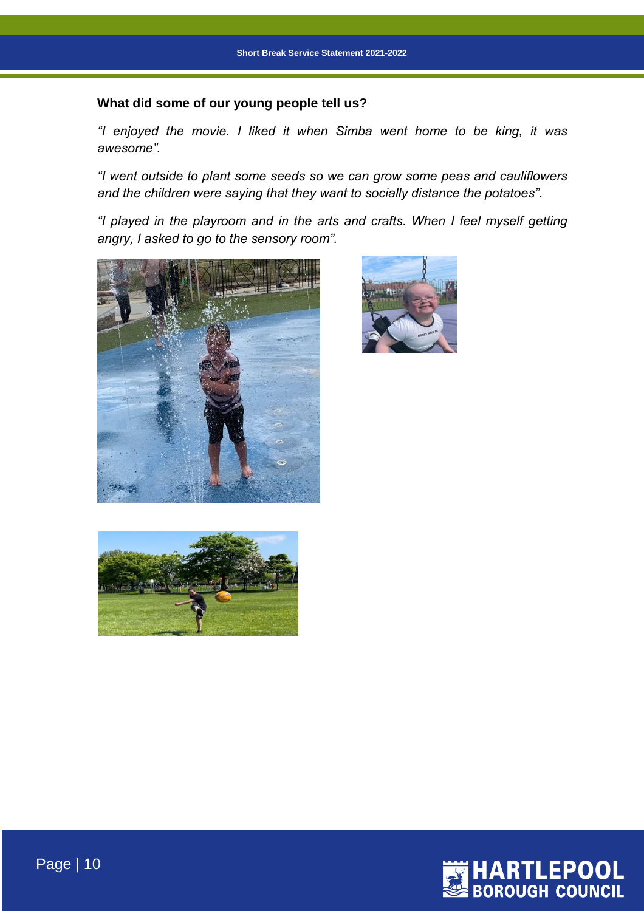**What did some of our young people tell us?**

*"I enjoyed the movie. I liked it when Simba went home to be king, it was awesome".*

*"I went outside to plant some seeds so we can grow some peas and cauliflowers and the children were saying that they want to socially distance the potatoes".*

*"I played in the playroom and in the arts and crafts. When I feel myself getting angry, I asked to go to the sensory room".*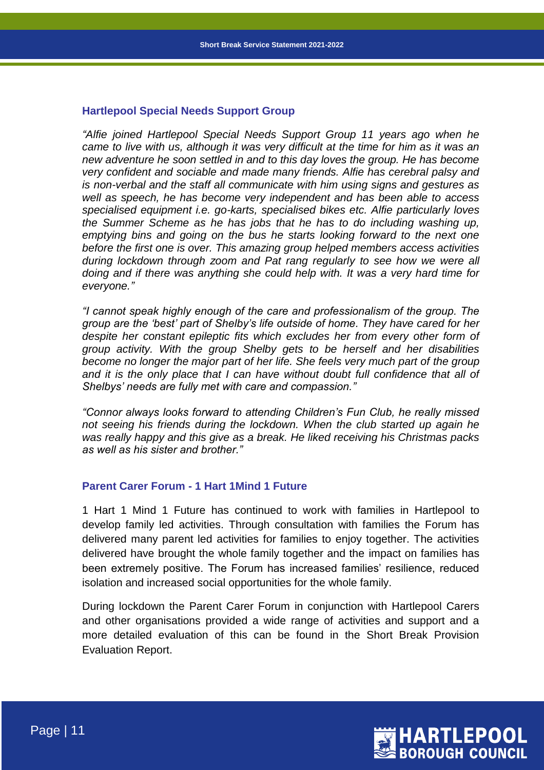### Hartlepool Special Needs Support Group

*"Alfie joined Hartlepool Special Needs Support Group 11 years ago when he came to live with us, although it was very difficult at the time for him as it was an new adventure he soon settled in and to this day loves the group. He has become very confident and sociable and made many friends. Alfie has cerebral palsy and is non-verbal and the staff all communicate with him using signs and gestures as well as speech, he has become very independent and has been able to access specialised equipment i.e. go-karts, specialised bikes etc. Alfie particularly loves the Summer Scheme as he has jobs that he has to do including washing up, emptying bins and going on the bus he starts looking forward to the next one before the first one is over. This amazing group helped members access activities during lockdown through zoom and Pat rang regularly to see how we were all doing and if there was anything she could help with. It was a very hard time for everyone."*

*"I cannot speak highly enough of the care and professionalism of the group. The group are the 'best' part of Shelby's life outside of home. They have cared for her despite her constant epileptic fits which excludes her from every other form of group activity. With the group Shelby gets to be herself and her disabilities become no longer the major part of her life. She feels very much part of the group and it is the only place that I can have without doubt full confidence that all of Shelbys' needs are fully met with care and compassion."*

*"Connor always looks forward to attending Children's Fun Club, he really missed not seeing his friends during the lockdown. When the club started up again he was really happy and this give as a break. He liked receiving his Christmas packs as well as his sister and brother."*

### Parent Carer Forum - 1 Hart 1Mind 1 Future

1 Hart 1 Mind 1 Future has continued to work with families in Hartlepool to develop family led activities. Through consultation with families the Forum has delivered many parent led activities for families to enjoy together. The activities delivered have brought the whole family together and the impact on families has been extremely positive. The Forum has increased families' resilience, reduced isolation and increased social opportunities for the whole family.

During lockdown the Parent Carer Forum in conjunction with Hartlepool Carers and other organisations provided a wide range of activities and support and a more detailed evaluation of this can be found in the Short Break Provision Evaluation Report.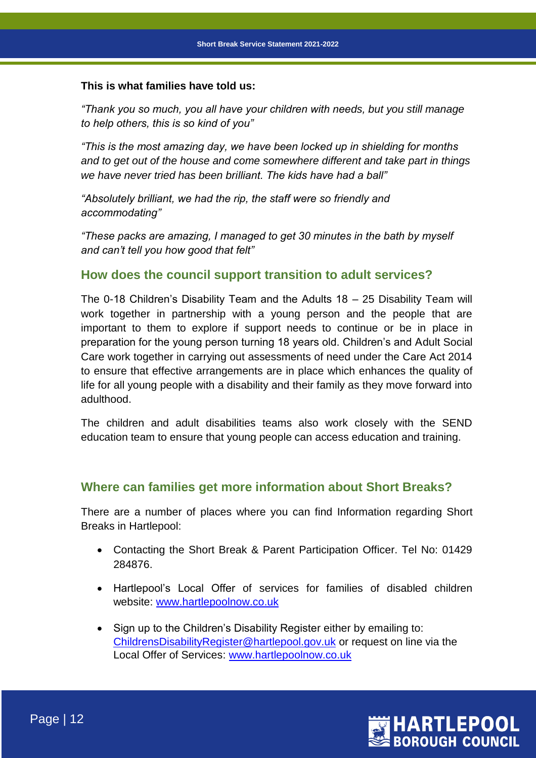**This is what families have told us:**

*"Thank you so much, you all have your children with needs, but you still manage to help others, this is so kind of you"*

*"This is the most amazing day, we have been locked up in shielding for months and to get out of the house and come somewhere different and take part in things we have never tried has been brilliant. The kids have had a ball"*

*"Absolutely brilliant, we had the rip, the staff were so friendly and accommodating"*

*"These packs are amazing, I managed to get 30 minutes in the bath by myself and can't tell you how good that felt"*

## How does the council support transition to adult services?

The 0-18 Children's Disability Team and the Adults 18 – 25 Disability Team will work together in partnership with a young person and the people that are important to them to explore if support needs to continue or be in place in preparation for the young person turning 18 years old. Children's and Adult Social Care work together in carrying out assessments of need under the Care Act 2014 to ensure that effective arrangements are in place which enhances the quality of life for all young people with a disability and their family as they move forward into adulthood.

The children and adult disabilities teams also work closely with the SEND education team to ensure that young people can access education and training.

## Where can families get more information about Short Breaks?

There are a number of places where you can find Information regarding Short Breaks in Hartlepool:

- Contacting the Short Break & Parent Participation Officer. Tel No: 01429 284876.
- Hartlepool's Local Offer of services for families of disabled children website: [www.hartlepoolnow.co.uk](www.hartlepoolnow.co.uk)
- Sign up to the Children's Disability Register either by emailing to: [ChildrensDisabilityRegister@hartlepool.gov.uk](mailto:ChildrensDisabilityRegister@hartlepool.gov.uk) or request on line via the Local Offer of Services: [www.hartlepoolnow.co.uk](www.hartlepoolnow.co.uk)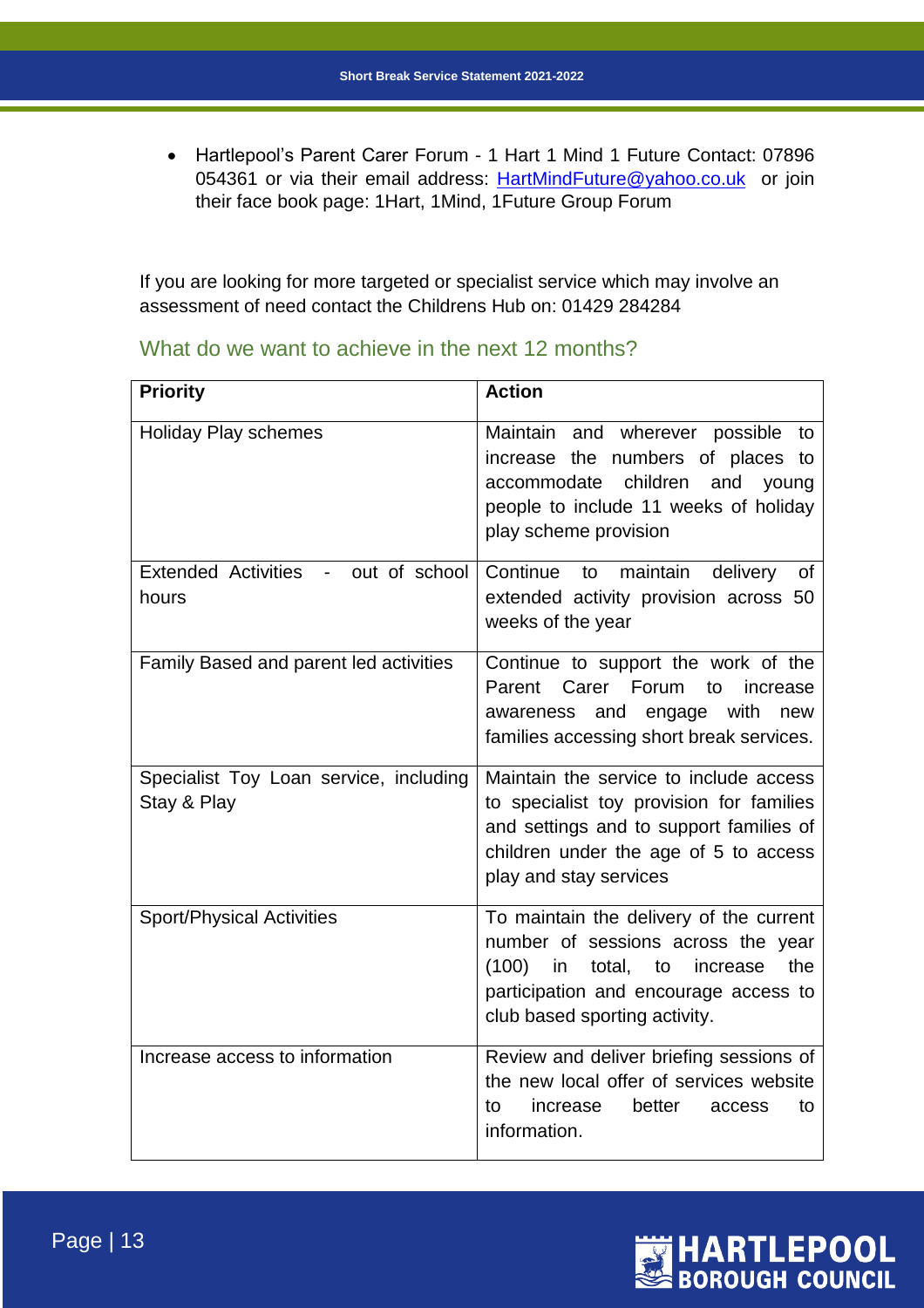- Hartlepool's Parent Carer Forum - 1 Hart 1 Mind 1 Future Contact: 07896 054361 or via their email address: HartMindFuture@yahoo.co.uk or join their face book page: 1Hart, 1Mind, 1Future Group Forum

If you are looking for more targeted or specialist service which may involve an assessment of need contact the Childrens Hub on: 01429 284284

## What do we want to achieve in the next 12 months?

| Priority | Action |
|---|---|
| Holiday Play schemes | Maintain and wherever possible to increase the numbers of places to accommodate children and young people to include 11 weeks of holiday play scheme provision |
| Extended Activities - out of school hours | Continue to maintain delivery of extended activity provision across 50 weeks of the year |
| Family Based and parent led activities | Continue to support the work of the Parent Carer Forum to increase awareness and engage with new families accessing short break services. |
| Specialist Toy Loan service, including Stay & Play | Maintain the service to include access to specialist toy provision for families and settings and to support families of children under the age of 5 to access play and stay services |
| Sport/Physical Activities | To maintain the delivery of the current number of sessions across the year (100) in total, to increase the participation and encourage access to club based sporting activity. |
| Increase access to information | Review and deliver briefing sessions of the new local offer of services website to increase better access to information. |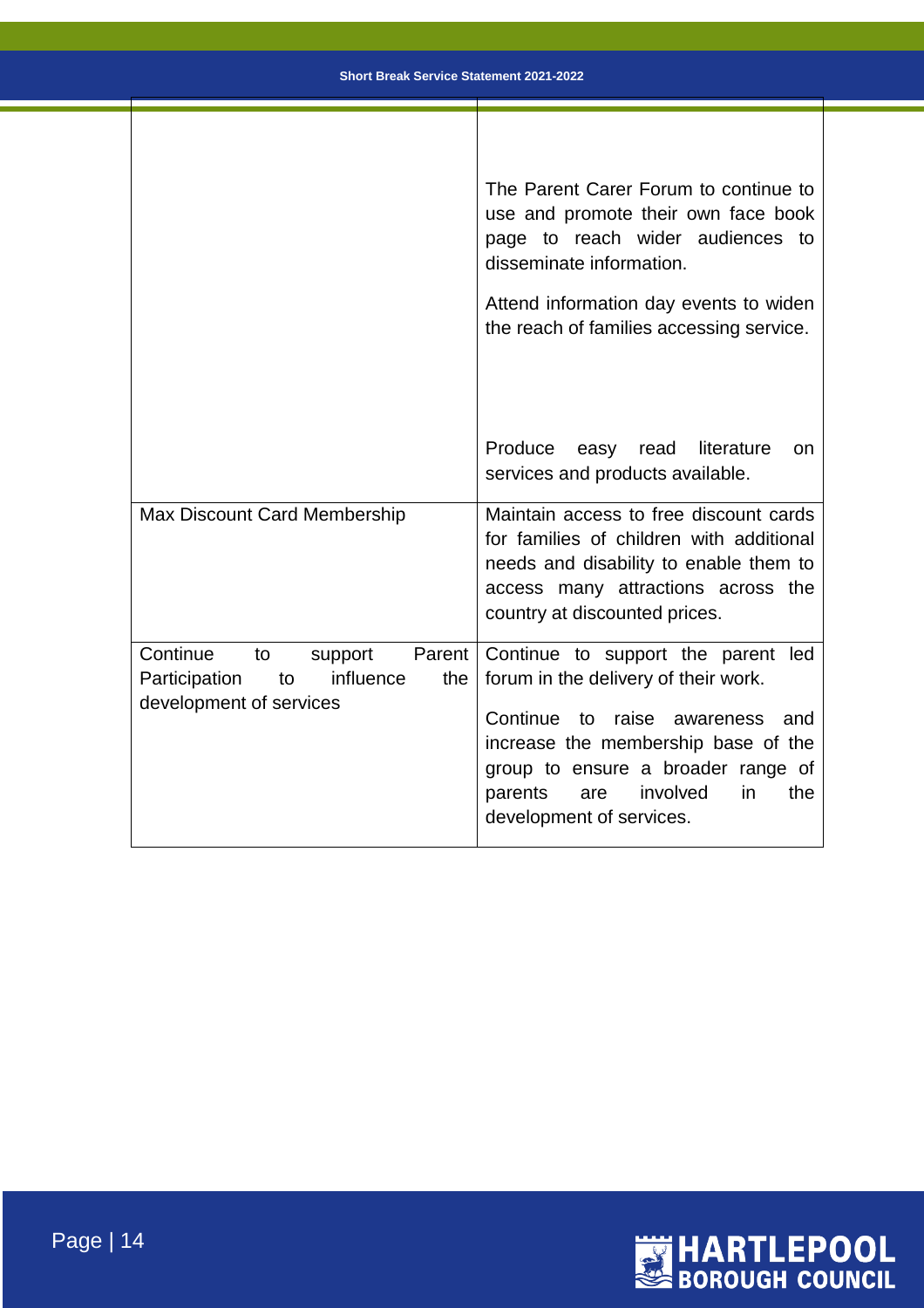| | |
|---|---|
| | The Parent Carer Forum to continue to use and promote their own face book page to reach wider audiences to disseminate information.<br><br>Attend information day events to widen the reach of families accessing service.<br><br>Produce easy read literature on services and products available. |
| Max Discount Card Membership | Maintain access to free discount cards for families of children with additional needs and disability to enable them to access many attractions across the country at discounted prices. |
| Continue to support Parent Participation to influence the development of services | Continue to support the parent led forum in the delivery of their work.<br><br>Continue to raise awareness and increase the membership base of the group to ensure a broader range of parents are involved in the development of services. |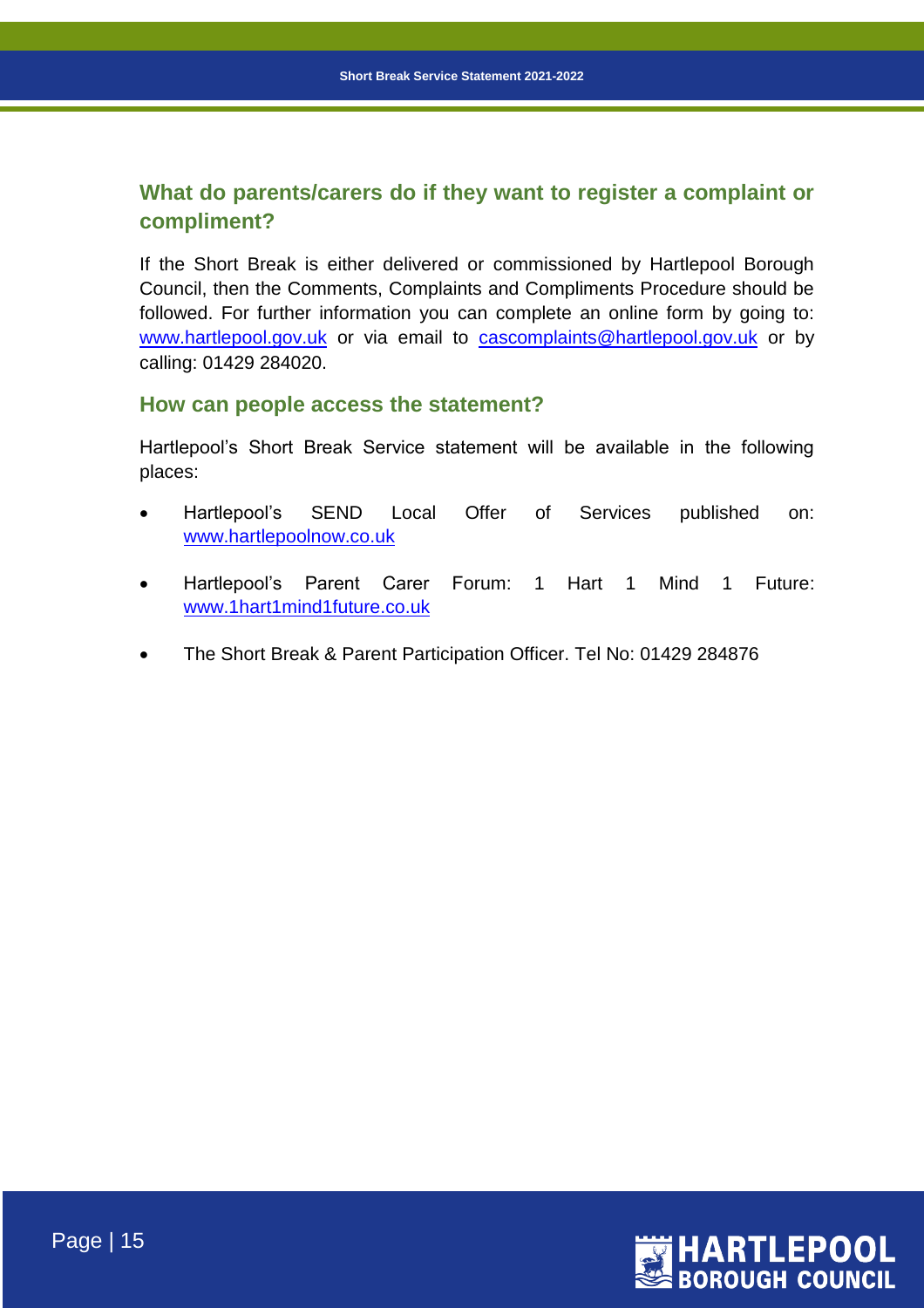## What do parents/carers do if they want to register a complaint or compliment?

If the Short Break is either delivered or commissioned by Hartlepool Borough Council, then the Comments, Complaints and Compliments Procedure should be followed. For further information you can complete an online form by going to: www.hartlepool.gov.uk or via email to cascomplaints@hartlepool.gov.uk or by calling: 01429 284020.

## How can people access the statement?

Hartlepool's Short Break Service statement will be available in the following places:

- Hartlepool's SEND Local Offer of Services published on: www.hartlepoolnow.co.uk
- Hartlepool's Parent Carer Forum: 1 Hart 1 Mind 1 Future: www.1hart1mind1future.co.uk
- The Short Break & Parent Participation Officer. Tel No: 01429 284876